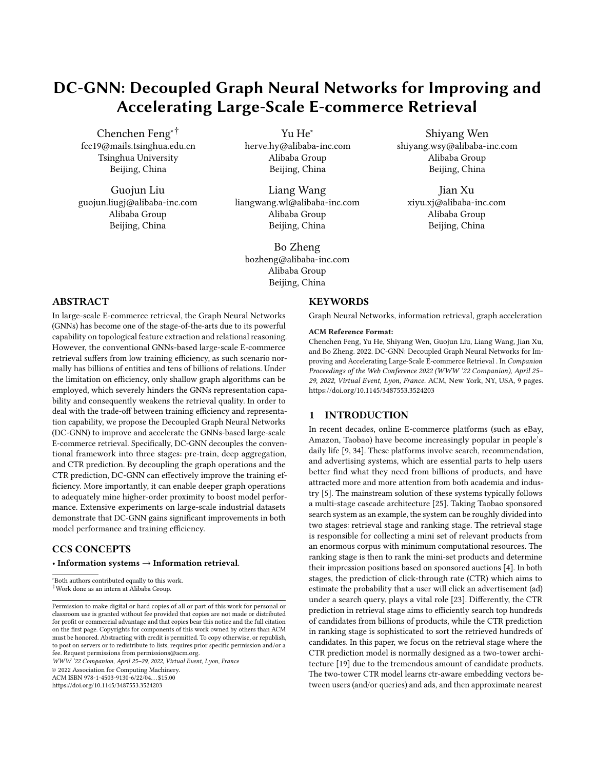# DC-GNN: Decoupled Graph Neural Networks for Improving and Accelerating Large-Scale E-commerce Retrieval

Chenchen Feng*†
fcc19@mails.tsinghua.edu.cn
Tsinghua University
Beijing, China

Yu He*
herve.hy@alibaba-inc.com
Alibaba Group
Beijing, China

Shiyang Wen
shiyang.wsy@alibaba-inc.com
Alibaba Group
Beijing, China

Guojun Liu
guojun.liugj@alibaba-inc.com
Alibaba Group
Beijing, China

Liang Wang
liangwang.wl@alibaba-inc.com
Alibaba Group
Beijing, China

Jian Xu
xiyu.xj@alibaba-inc.com
Alibaba Group
Beijing, China

Bo Zheng
bozheng@alibaba-inc.com
Alibaba Group
Beijing, China

## ABSTRACT

In large-scale E-commerce retrieval, the Graph Neural Networks (GNNs) has become one of the stage-of-the-arts due to its powerful capability on topological feature extraction and relational reasoning. However, the conventional GNNs-based large-scale E-commerce retrieval suffers from low training efficiency, as such scenario normally has billions of entities and tens of billions of relations. Under the limitation on efficiency, only shallow graph algorithms can be employed, which severely hinders the GNNs representation capability and consequently weakens the retrieval quality. In order to deal with the trade-off between training efficiency and representation capability, we propose the Decoupled Graph Neural Networks (DC-GNN) to improve and accelerate the GNNs-based large-scale E-commerce retrieval. Specifically, DC-GNN decouples the conventional framework into three stages: pre-train, deep aggregation, and CTR prediction. By decoupling the graph operations and the CTR prediction, DC-GNN can effectively improve the training efficiency. More importantly, it can enable deeper graph operations to adequately mine higher-order proximity to boost model performance. Extensive experiments on large-scale industrial datasets demonstrate that DC-GNN gains significant improvements in both model performance and training efficiency.

## CCS CONCEPTS

• **Information systems → Information retrieval**.

*Both authors contributed equally to this work.
†Work done as an intern at Alibaba Group.

Permission to make digital or hard copies of all or part of this work for personal or classroom use is granted without fee provided that copies are not made or distributed for profit or commercial advantage and that copies bear this notice and the full citation on the first page. Copyrights for components of this work owned by others than ACM must be honored. Abstracting with credit is permitted. To copy otherwise, or republish, to post on servers or to redistribute to lists, requires prior specific permission and/or a fee. Request permissions from permissions@acm.org.
*WWW '22 Companion, April 25–29, 2022, Virtual Event, Lyon, France*
© 2022 Association for Computing Machinery.
ACM ISBN 978-1-4503-9130-6/22/04...$15.00
https://doi.org/10.1145/3487553.3524203

## KEYWORDS

Graph Neural Networks, information retrieval, graph acceleration

**ACM Reference Format:**
Chenchen Feng, Yu He, Shiyang Wen, Guojun Liu, Liang Wang, Jian Xu, and Bo Zheng. 2022. DC-GNN: Decoupled Graph Neural Networks for Improving and Accelerating Large-Scale E-commerce Retrieval . In *Companion Proceedings of the Web Conference 2022 (WWW '22 Companion), April 25–29, 2022, Virtual Event, Lyon, France.* ACM, New York, NY, USA, 9 pages. https://doi.org/10.1145/3487553.3524203

## 1 INTRODUCTION

In recent decades, online E-commerce platforms (such as eBay, Amazon, Taobao) have become increasingly popular in people's daily life [9, 34]. These platforms involve search, recommendation, and advertising systems, which are essential parts to help users better find what they need from billions of products, and have attracted more and more attention from both academia and industry [5]. The mainstream solution of these systems typically follows a multi-stage cascade architecture [25]. Taking Taobao sponsored search system as an example, the system can be roughly divided into two stages: retrieval stage and ranking stage. The retrieval stage is responsible for collecting a mini set of relevant products from an enormous corpus with minimum computational resources. The ranking stage is then to rank the mini-set products and determine their impression positions based on sponsored auctions [4]. In both stages, the prediction of click-through rate (CTR) which aims to estimate the probability that a user will click an advertisement (ad) under a search query, plays a vital role [23]. Differently, the CTR prediction in retrieval stage aims to efficiently search top hundreds of candidates from billions of products, while the CTR prediction in ranking stage is sophisticated to sort the retrieved hundreds of candidates. In this paper, we focus on the retrieval stage where the CTR prediction model is normally designed as a two-tower architecture [19] due to the tremendous amount of candidate products. The two-tower CTR model learns ctr-aware embedding vectors between users (and/or queries) and ads, and then approximate nearest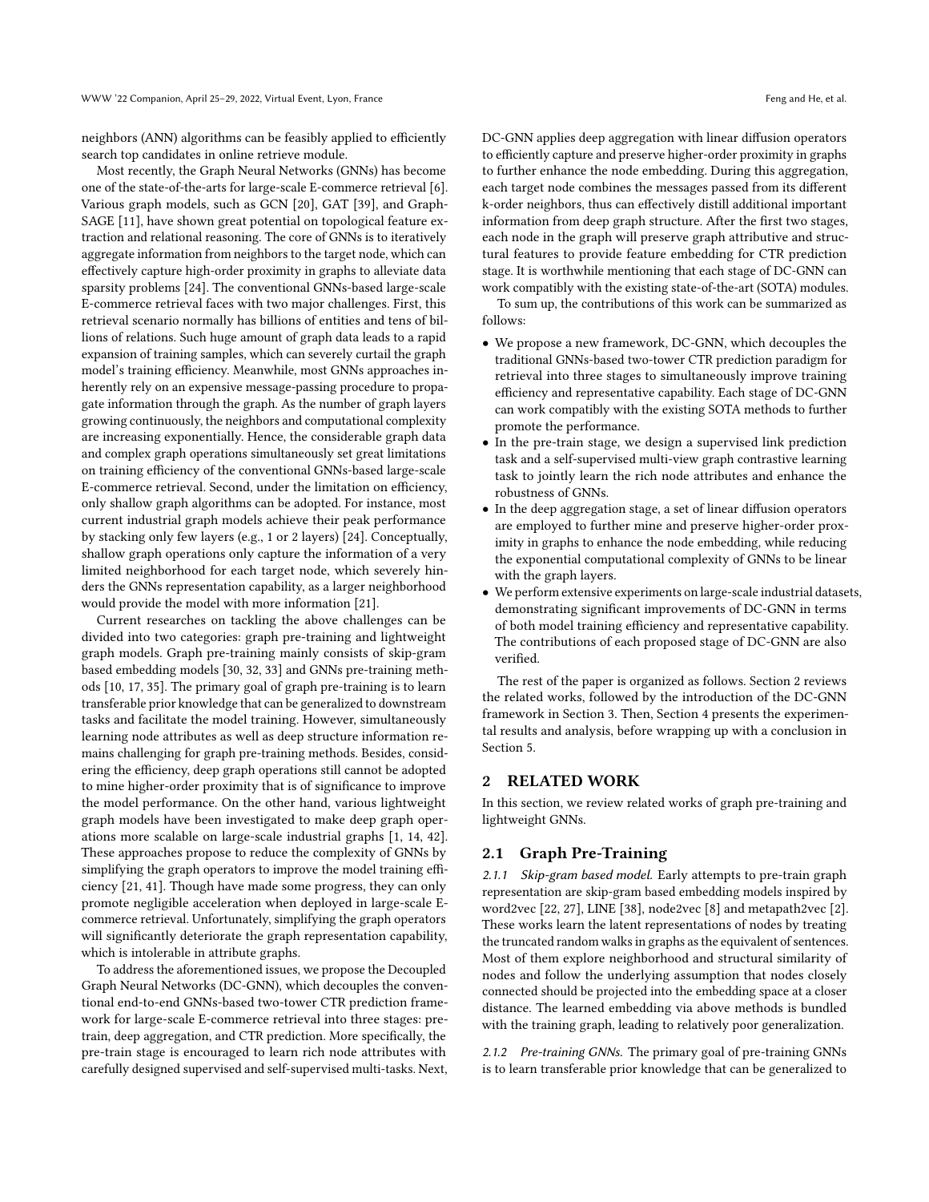neighbors (ANN) algorithms can be feasibly applied to efficiently search top candidates in online retrieve module.

Most recently, the Graph Neural Networks (GNNs) has become one of the state-of-the-arts for large-scale E-commerce retrieval [6]. Various graph models, such as GCN [20], GAT [39], and GraphSAGE [11], have shown great potential on topological feature extraction and relational reasoning. The core of GNNs is to iteratively aggregate information from neighbors to the target node, which can effectively capture high-order proximity in graphs to alleviate data sparsity problems [24]. The conventional GNNs-based large-scale E-commerce retrieval faces with two major challenges. First, this retrieval scenario normally has billions of entities and tens of billions of relations. Such huge amount of graph data leads to a rapid expansion of training samples, which can severely curtail the graph model's training efficiency. Meanwhile, most GNNs approaches inherently rely on an expensive message-passing procedure to propagate information through the graph. As the number of graph layers growing continuously, the neighbors and computational complexity are increasing exponentially. Hence, the considerable graph data and complex graph operations simultaneously set great limitations on training efficiency of the conventional GNNs-based large-scale E-commerce retrieval. Second, under the limitation on efficiency, only shallow graph algorithms can be adopted. For instance, most current industrial graph models achieve their peak performance by stacking only few layers (e.g., 1 or 2 layers) [24]. Conceptually, shallow graph operations only capture the information of a very limited neighborhood for each target node, which severely hinders the GNNs representation capability, as a larger neighborhood would provide the model with more information [21].

Current researches on tackling the above challenges can be divided into two categories: graph pre-training and lightweight graph models. Graph pre-training mainly consists of skip-gram based embedding models [30, 32, 33] and GNNs pre-training methods [10, 17, 35]. The primary goal of graph pre-training is to learn transferable prior knowledge that can be generalized to downstream tasks and facilitate the model training. However, simultaneously learning node attributes as well as deep structure information remains challenging for graph pre-training methods. Besides, considering the efficiency, deep graph operations still cannot be adopted to mine higher-order proximity that is of significance to improve the model performance. On the other hand, various lightweight graph models have been investigated to make deep graph operations more scalable on large-scale industrial graphs [1, 14, 42]. These approaches propose to reduce the complexity of GNNs by simplifying the graph operators to improve the model training efficiency [21, 41]. Though have made some progress, they can only promote negligible acceleration when deployed in large-scale E-commerce retrieval. Unfortunately, simplifying the graph operators will significantly deteriorate the graph representation capability, which is intolerable in attribute graphs.

To address the aforementioned issues, we propose the Decoupled Graph Neural Networks (DC-GNN), which decouples the conventional end-to-end GNNs-based two-tower CTR prediction framework for large-scale E-commerce retrieval into three stages: pre-train, deep aggregation, and CTR prediction. More specifically, the pre-train stage is encouraged to learn rich node attributes with carefully designed supervised and self-supervised multi-tasks. Next, DC-GNN applies deep aggregation with linear diffusion operators to efficiently capture and preserve higher-order proximity in graphs to further enhance the node embedding. During this aggregation, each target node combines the messages passed from its different k-order neighbors, thus can effectively distill additional important information from deep graph structure. After the first two stages, each node in the graph will preserve graph attributive and structural features to provide feature embedding for CTR prediction stage. It is worthwhile mentioning that each stage of DC-GNN can work compatibly with the existing state-of-the-art (SOTA) modules.

To sum up, the contributions of this work can be summarized as follows:

- We propose a new framework, DC-GNN, which decouples the traditional GNNs-based two-tower CTR prediction paradigm for retrieval into three stages to simultaneously improve training efficiency and representative capability. Each stage of DC-GNN can work compatibly with the existing SOTA methods to further promote the performance.
- In the pre-train stage, we design a supervised link prediction task and a self-supervised multi-view graph contrastive learning task to jointly learn the rich node attributes and enhance the robustness of GNNs.
- In the deep aggregation stage, a set of linear diffusion operators are employed to further mine and preserve higher-order proximity in graphs to enhance the node embedding, while reducing the exponential computational complexity of GNNs to be linear with the graph layers.
- We perform extensive experiments on large-scale industrial datasets, demonstrating significant improvements of DC-GNN in terms of both model training efficiency and representative capability. The contributions of each proposed stage of DC-GNN are also verified.

The rest of the paper is organized as follows. Section 2 reviews the related works, followed by the introduction of the DC-GNN framework in Section 3. Then, Section 4 presents the experimental results and analysis, before wrapping up with a conclusion in Section 5.

## 2 RELATED WORK

In this section, we review related works of graph pre-training and lightweight GNNs.

### 2.1 Graph Pre-Training

*2.1.1 Skip-gram based model.* Early attempts to pre-train graph representation are skip-gram based embedding models inspired by word2vec [22, 27], LINE [38], node2vec [8] and metapath2vec [2]. These works learn the latent representations of nodes by treating the truncated random walks in graphs as the equivalent of sentences. Most of them explore neighborhood and structural similarity of nodes and follow the underlying assumption that nodes closely connected should be projected into the embedding space at a closer distance. The learned embedding via above methods is bundled with the training graph, leading to relatively poor generalization.

*2.1.2 Pre-training GNNs.* The primary goal of pre-training GNNs is to learn transferable prior knowledge that can be generalized to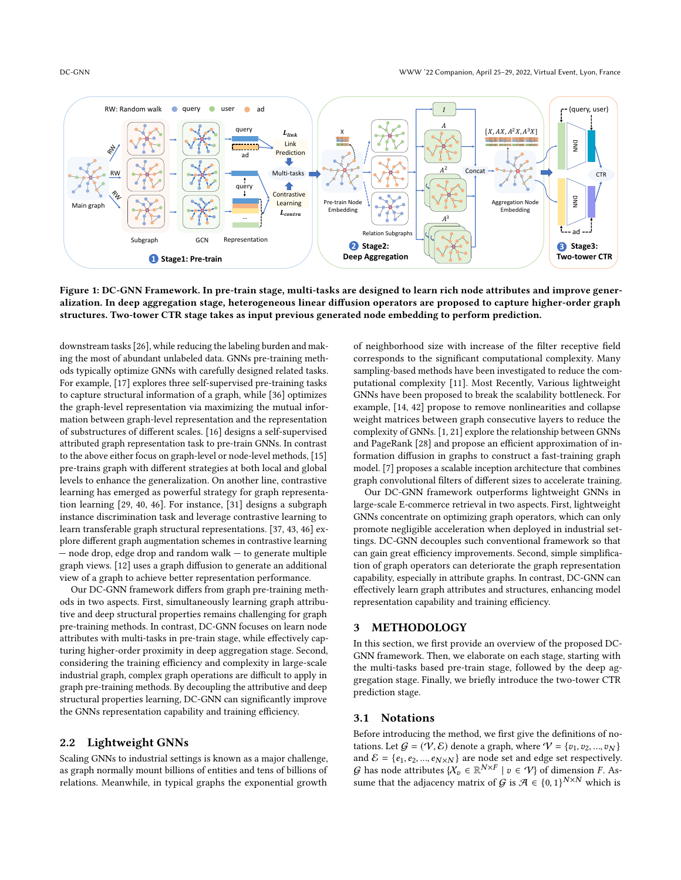Figure 1: DC-GNN Framework. In pre-train stage, multi-tasks are designed to learn rich node attributes and improve generalization. In deep aggregation stage, heterogeneous linear diffusion operators are proposed to capture higher-order graph structures. Two-tower CTR stage takes as input previous generated node embedding to perform prediction.

downstream tasks [26], while reducing the labeling burden and making the most of abundant unlabeled data. GNNs pre-training methods typically optimize GNNs with carefully designed related tasks. For example, [17] explores three self-supervised pre-training tasks to capture structural information of a graph, while [36] optimizes the graph-level representation via maximizing the mutual information between graph-level representation and the representation of substructures of different scales. [16] designs a self-supervised attributed graph representation task to pre-train GNNs. In contrast to the above either focus on graph-level or node-level methods, [15] pre-trains graph with different strategies at both local and global levels to enhance the generalization. On another line, contrastive learning has emerged as powerful strategy for graph representation learning [29, 40, 46]. For instance, [31] designs a subgraph instance discrimination task and leverage contrastive learning to learn transferable graph structural representations. [37, 43, 46] explore different graph augmentation schemes in contrastive learning — node drop, edge drop and random walk — to generate multiple graph views. [12] uses a graph diffusion to generate an additional view of a graph to achieve better representation performance.

Our DC-GNN framework differs from graph pre-training methods in two aspects. First, simultaneously learning graph attributive and deep structural properties remains challenging for graph pre-training methods. In contrast, DC-GNN focuses on learn node attributes with multi-tasks in pre-train stage, while effectively capturing higher-order proximity in deep aggregation stage. Second, considering the training efficiency and complexity in large-scale industrial graph, complex graph operations are difficult to apply in graph pre-training methods. By decoupling the attributive and deep structural properties learning, DC-GNN can significantly improve the GNNs representation capability and training efficiency.

## 2.2 Lightweight GNNs

Scaling GNNs to industrial settings is known as a major challenge, as graph normally mount billions of entities and tens of billions of relations. Meanwhile, in typical graphs the exponential growth of neighborhood size with increase of the filter receptive field corresponds to the significant computational complexity. Many sampling-based methods have been investigated to reduce the computational complexity [11]. Most Recently, Various lightweight GNNs have been proposed to break the scalability bottleneck. For example, [14, 42] propose to remove nonlinearities and collapse weight matrices between graph consecutive layers to reduce the complexity of GNNs. [1, 21] explore the relationship between GNNs and PageRank [28] and propose an efficient approximation of information diffusion in graphs to construct a fast-training graph model. [7] proposes a scalable inception architecture that combines graph convolutional filters of different sizes to accelerate training.

Our DC-GNN framework outperforms lightweight GNNs in large-scale E-commerce retrieval in two aspects. First, lightweight GNNs concentrate on optimizing graph operators, which can only promote negligible acceleration when deployed in industrial settings. DC-GNN decouples such conventional framework so that can gain great efficiency improvements. Second, simple simplification of graph operators can deteriorate the graph representation capability, especially in attribute graphs. In contrast, DC-GNN can effectively learn graph attributes and structures, enhancing model representation capability and training efficiency.

# 3 METHODOLOGY

In this section, we first provide an overview of the proposed DC-GNN framework. Then, we elaborate on each stage, starting with the multi-tasks based pre-train stage, followed by the deep aggregation stage. Finally, we briefly introduce the two-tower CTR prediction stage.

## 3.1 Notations

Before introducing the method, we first give the definitions of notations. Let $\mathcal{G} = (\mathcal{V}, \mathcal{E})$ denote a graph, where $\mathcal{V} = \{v_1, v_2, ..., v_N\}$ and $\mathcal{E} = \{e_1, e_2, ..., e_{N \times N}\}$ are node set and edge set respectively. $\mathcal{G}$ has node attributes $\{\mathcal{X}_v \in \mathbb{R}^{N \times F} \mid v \in \mathcal{V}\}$ of dimension $F$. Assume that the adjacency matrix of $\mathcal{G}$ is $\mathcal{A} \in \{0, 1\}^{N \times N}$ which is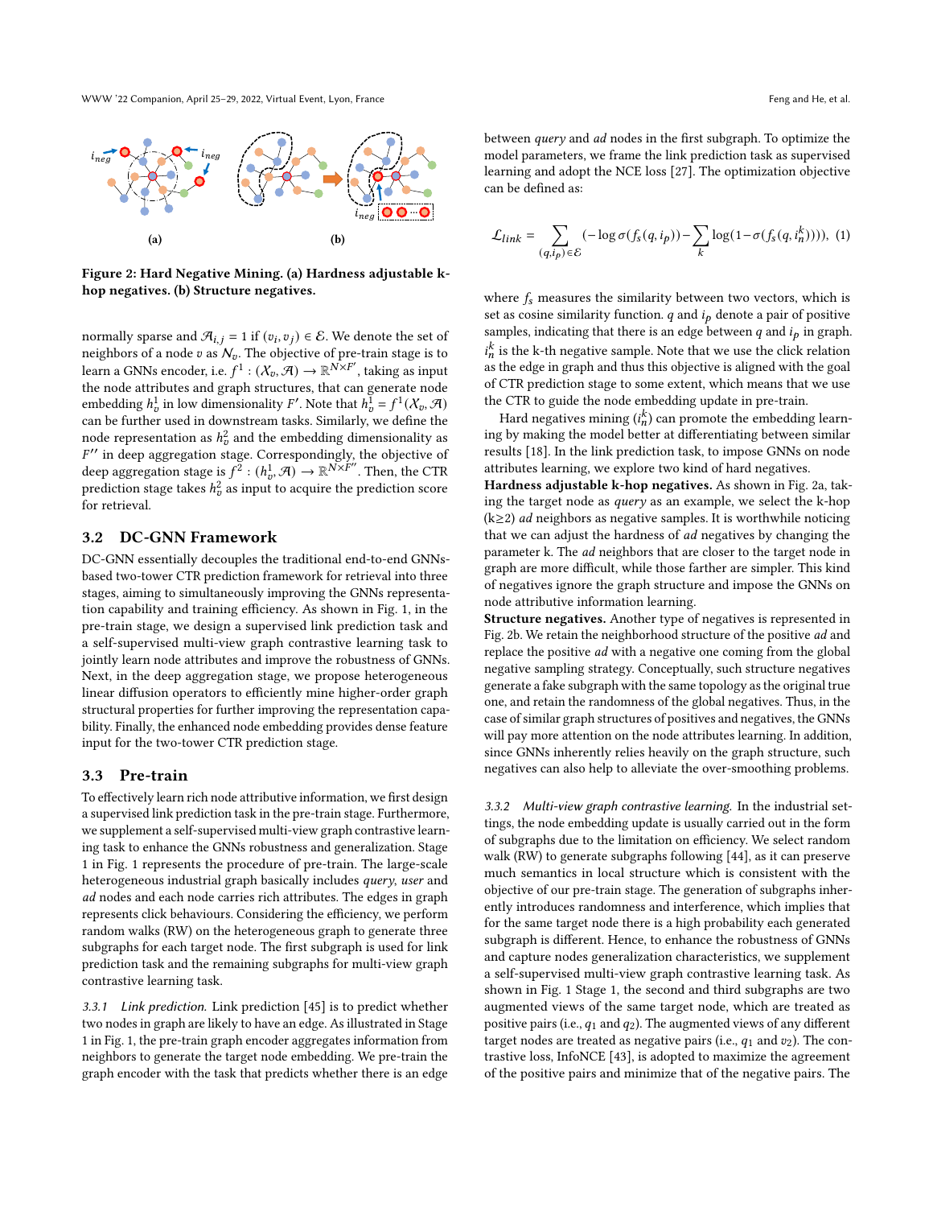Figure 2: Hard Negative Mining. (a) Hardness adjustable k-hop negatives. (b) Structure negatives.

normally sparse and $\mathcal{A}_{i,j} = 1$ if $(v_i, v_j) \in \mathcal{E}$. We denote the set of neighbors of a node $v$ as $\mathcal{N}_v$. The objective of pre-train stage is to learn a GNNs encoder, i.e. $f^1 : (\mathcal{X}_v, \mathcal{A}) \to \mathbb{R}^{N \times F'}$, taking as input the node attributes and graph structures, that can generate node embedding $h_v^1$ in low dimensionality $F'$. Note that $h_v^1 = f^1(\mathcal{X}_v, \mathcal{A})$ can be further used in downstream tasks. Similarly, we define the node representation as $h_v^2$ and the embedding dimensionality as $F''$ in deep aggregation stage. Correspondingly, the objective of deep aggregation stage is $f^2 : (h_v^1, \mathcal{A}) \to \mathbb{R}^{N \times F''}$. Then, the CTR prediction stage takes $h_v^2$ as input to acquire the prediction score for retrieval.

## 3.2 DC-GNN Framework

DC-GNN essentially decouples the traditional end-to-end GNNs-based two-tower CTR prediction framework for retrieval into three stages, aiming to simultaneously improving the GNNs representation capability and training efficiency. As shown in Fig. 1, in the pre-train stage, we design a supervised link prediction task and a self-supervised multi-view graph contrastive learning task to jointly learn node attributes and improve the robustness of GNNs. Next, in the deep aggregation stage, we propose heterogeneous linear diffusion operators to efficiently mine higher-order graph structural properties for further improving the representation capability. Finally, the enhanced node embedding provides dense feature input for the two-tower CTR prediction stage.

## 3.3 Pre-train

To effectively learn rich node attributive information, we first design a supervised link prediction task in the pre-train stage. Furthermore, we supplement a self-supervised multi-view graph contrastive learning task to enhance the GNNs robustness and generalization. Stage 1 in Fig. 1 represents the procedure of pre-train. The large-scale heterogeneous industrial graph basically includes *query*, *user* and *ad* nodes and each node carries rich attributes. The edges in graph represents click behaviours. Considering the efficiency, we perform random walks (RW) on the heterogeneous graph to generate three subgraphs for each target node. The first subgraph is used for link prediction task and the remaining subgraphs for multi-view graph contrastive learning task.

*3.3.1 Link prediction.* Link prediction [45] is to predict whether two nodes in graph are likely to have an edge. As illustrated in Stage 1 in Fig. 1, the pre-train graph encoder aggregates information from neighbors to generate the target node embedding. We pre-train the graph encoder with the task that predicts whether there is an edge between *query* and *ad* nodes in the first subgraph. To optimize the model parameters, we frame the link prediction task as supervised learning and adopt the NCE loss [27]. The optimization objective can be defined as:

$$\mathcal{L}_{link} = \sum_{(q,i_p) \in \mathcal{E}} (-\log \sigma(f_s(q, i_p)) - \sum_k \log(1 - \sigma(f_s(q, i_n^k)))), \quad (1)$$

where $f_s$ measures the similarity between two vectors, which is set as cosine similarity function. $q$ and $i_p$ denote a pair of positive samples, indicating that there is an edge between $q$ and $i_p$ in graph. $i_n^k$ is the k-th negative sample. Note that we use the click relation as the edge in graph and thus this objective is aligned with the goal of CTR prediction stage to some extent, which means that we use the CTR to guide the node embedding update in pre-train.

Hard negatives mining ($i_n^k$) can promote the embedding learning by making the model better at differentiating between similar results [18]. In the link prediction task, to impose GNNs on node attributes learning, we explore two kind of hard negatives.

**Hardness adjustable k-hop negatives.** As shown in Fig. 2a, taking the target node as *query* as an example, we select the k-hop (k≥2) *ad* neighbors as negative samples. It is worthwhile noticing that we can adjust the hardness of *ad* negatives by changing the parameter k. The *ad* neighbors that are closer to the target node in graph are more difficult, while those farther are simpler. This kind of negatives ignore the graph structure and impose the GNNs on node attributive information learning.

**Structure negatives.** Another type of negatives is represented in Fig. 2b. We retain the neighborhood structure of the positive *ad* and replace the positive *ad* with a negative one coming from the global negative sampling strategy. Conceptually, such structure negatives generate a fake subgraph with the same topology as the original true one, and retain the randomness of the global negatives. Thus, in the case of similar graph structures of positives and negatives, the GNNs will pay more attention on the node attributes learning. In addition, since GNNs inherently relies heavily on the graph structure, such negatives can also help to alleviate the over-smoothing problems.

*3.3.2 Multi-view graph contrastive learning.* In the industrial settings, the node embedding update is usually carried out in the form of subgraphs due to the limitation on efficiency. We select random walk (RW) to generate subgraphs following [44], as it can preserve much semantics in local structure which is consistent with the objective of our pre-train stage. The generation of subgraphs inherently introduces randomness and interference, which implies that for the same target node there is a high probability each generated subgraph is different. Hence, to enhance the robustness of GNNs and capture nodes generalization characteristics, we supplement a self-supervised multi-view graph contrastive learning task. As shown in Fig. 1 Stage 1, the second and third subgraphs are two augmented views of the same target node, which are treated as positive pairs (i.e., $q_1$ and $q_2$). The augmented views of any different target nodes are treated as negative pairs (i.e., $q_1$ and $v_2$). The contrastive loss, InfoNCE [43], is adopted to maximize the agreement of the positive pairs and minimize that of the negative pairs. The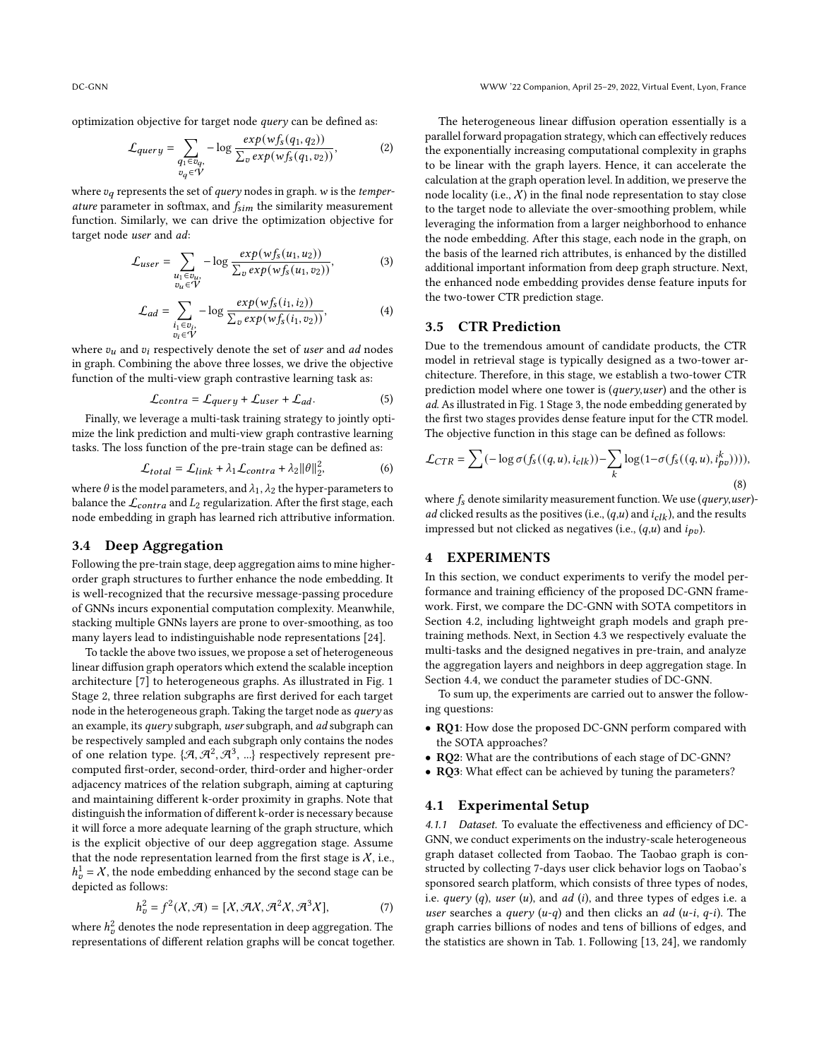optimization objective for target node *query* can be defined as:

$$\mathcal{L}_{query} = \sum_{\substack{q_1 \in v_q, \\ v_q \in \mathcal{V}}} -\log \frac{exp(wf_s(q_1, q_2))}{\sum_v exp(wf_s(q_1, v_2))}, \tag{2}$$

where $v_q$ represents the set of *query* nodes in graph. $w$ is the *temperature* parameter in softmax, and $f_{sim}$ the similarity measurement function. Similarly, we can drive the optimization objective for target node *user* and *ad*:

$$\mathcal{L}_{user} = \sum_{\substack{u_1 \in v_u, \\ v_u \in \mathcal{V}}} -\log \frac{exp(wf_s(u_1, u_2))}{\sum_v exp(wf_s(u_1, v_2))}, \tag{3}$$

$$\mathcal{L}_{ad} = \sum_{\substack{i_1 \in v_i, \\ v_i \in \mathcal{V}}} -\log \frac{exp(wf_s(i_1, i_2))}{\sum_v exp(wf_s(i_1, v_2))}, \tag{4}$$

where $v_u$ and $v_i$ respectively denote the set of *user* and *ad* nodes in graph. Combining the above three losses, we drive the objective function of the multi-view graph contrastive learning task as:

$$\mathcal{L}_{contra} = \mathcal{L}_{query} + \mathcal{L}_{user} + \mathcal{L}_{ad}. \tag{5}$$

Finally, we leverage a multi-task training strategy to jointly optimize the link prediction and multi-view graph contrastive learning tasks. The loss function of the pre-train stage can be defined as:

$$\mathcal{L}_{total} = \mathcal{L}_{link} + \lambda_1 \mathcal{L}_{contra} + \lambda_2 \|\theta\|_2^2, \tag{6}$$

where $\theta$ is the model parameters, and $\lambda_1, \lambda_2$ the hyper-parameters to balance the $\mathcal{L}_{contra}$ and $L_2$ regularization. After the first stage, each node embedding in graph has learned rich attributive information.

### 3.4 Deep Aggregation

Following the pre-train stage, deep aggregation aims to mine higher-order graph structures to further enhance the node embedding. It is well-recognized that the recursive message-passing procedure of GNNs incurs exponential computation complexity. Meanwhile, stacking multiple GNNs layers are prone to over-smoothing, as too many layers lead to indistinguishable node representations [24].

To tackle the above two issues, we propose a set of heterogeneous linear diffusion graph operators which extend the scalable inception architecture [7] to heterogeneous graphs. As illustrated in Fig. 1 Stage 2, three relation subgraphs are first derived for each target node in the heterogeneous graph. Taking the target node as *query* as an example, its *query* subgraph, *user* subgraph, and *ad* subgraph can be respectively sampled and each subgraph only contains the nodes of one relation type. $\{\mathcal{A}, \mathcal{A}^2, \mathcal{A}^3, ...\}$ respectively represent pre-computed first-order, second-order, third-order and higher-order adjacency matrices of the relation subgraph, aiming at capturing and maintaining different k-order proximity in graphs. Note that distinguish the information of different k-order is necessary because it will force a more adequate learning of the graph structure, which is the explicit objective of our deep aggregation stage. Assume that the node representation learned from the first stage is $\mathcal{X}$, i.e., $h_v^1 = \mathcal{X}$, the node embedding enhanced by the second stage can be depicted as follows:

$$h_v^2 = f^2(\mathcal{X}, \mathcal{A}) = [\mathcal{X}, \mathcal{A}\mathcal{X}, \mathcal{A}^2\mathcal{X}, \mathcal{A}^3\mathcal{X}], \tag{7}$$

where $h_v^2$ denotes the node representation in deep aggregation. The representations of different relation graphs will be concat together.

The heterogeneous linear diffusion operation essentially is a parallel forward propagation strategy, which can effectively reduces the exponentially increasing computational complexity in graphs to be linear with the graph layers. Hence, it can accelerate the calculation at the graph operation level. In addition, we preserve the node locality (i.e., $\mathcal{X}$) in the final node representation to stay close to the target node to alleviate the over-smoothing problem, while leveraging the information from a larger neighborhood to enhance the node embedding. After this stage, each node in the graph, on the basis of the learned rich attributes, is enhanced by the distilled additional important information from deep graph structure. Next, the enhanced node embedding provides dense feature inputs for the two-tower CTR prediction stage.

### 3.5 CTR Prediction

Due to the tremendous amount of candidate products, the CTR model in retrieval stage is typically designed as a two-tower architecture. Therefore, in this stage, we establish a two-tower CTR prediction model where one tower is (*query*,*user*) and the other is *ad*. As illustrated in Fig. 1 Stage 3, the node embedding generated by the first two stages provides dense feature input for the CTR model. The objective function in this stage can be defined as follows:

$$\mathcal{L}_{CTR} = \sum(-\log \sigma(f_s((q,u), i_{clk})) - \sum_k \log(1 - \sigma(f_s((q,u), i_{pv}^k)))), \tag{8}$$

where $f_s$ denote similarity measurement function. We use (*query*,*user*)-*ad* clicked results as the positives (i.e., $(q,u)$ and $i_{clk}$), and the results impressed but not clicked as negatives (i.e., $(q,u)$ and $i_{pv}$).

## 4 EXPERIMENTS

In this section, we conduct experiments to verify the model performance and training efficiency of the proposed DC-GNN framework. First, we compare the DC-GNN with SOTA competitors in Section 4.2, including lightweight graph models and graph pre-training methods. Next, in Section 4.3 we respectively evaluate the multi-tasks and the designed negatives in pre-train, and analyze the aggregation layers and neighbors in deep aggregation stage. In Section 4.4, we conduct the parameter studies of DC-GNN.

To sum up, the experiments are carried out to answer the following questions:

- **RQ1**: How dose the proposed DC-GNN perform compared with the SOTA approaches?
- **RQ2**: What are the contributions of each stage of DC-GNN?
- **RQ3**: What effect can be achieved by tuning the parameters?

### 4.1 Experimental Setup

*4.1.1 Dataset.* To evaluate the effectiveness and efficiency of DC-GNN, we conduct experiments on the industry-scale heterogeneous graph dataset collected from Taobao. The Taobao graph is constructed by collecting 7-days user click behavior logs on Taobao's sponsored search platform, which consists of three types of nodes, i.e. *query* ($q$), *user* ($u$), and *ad* ($i$), and three types of edges i.e. a *user* searches a *query* ($u$-$q$) and then clicks an *ad* ($u$-$i$, $q$-$i$). The graph carries billions of nodes and tens of billions of edges, and the statistics are shown in Tab. 1. Following [13, 24], we randomly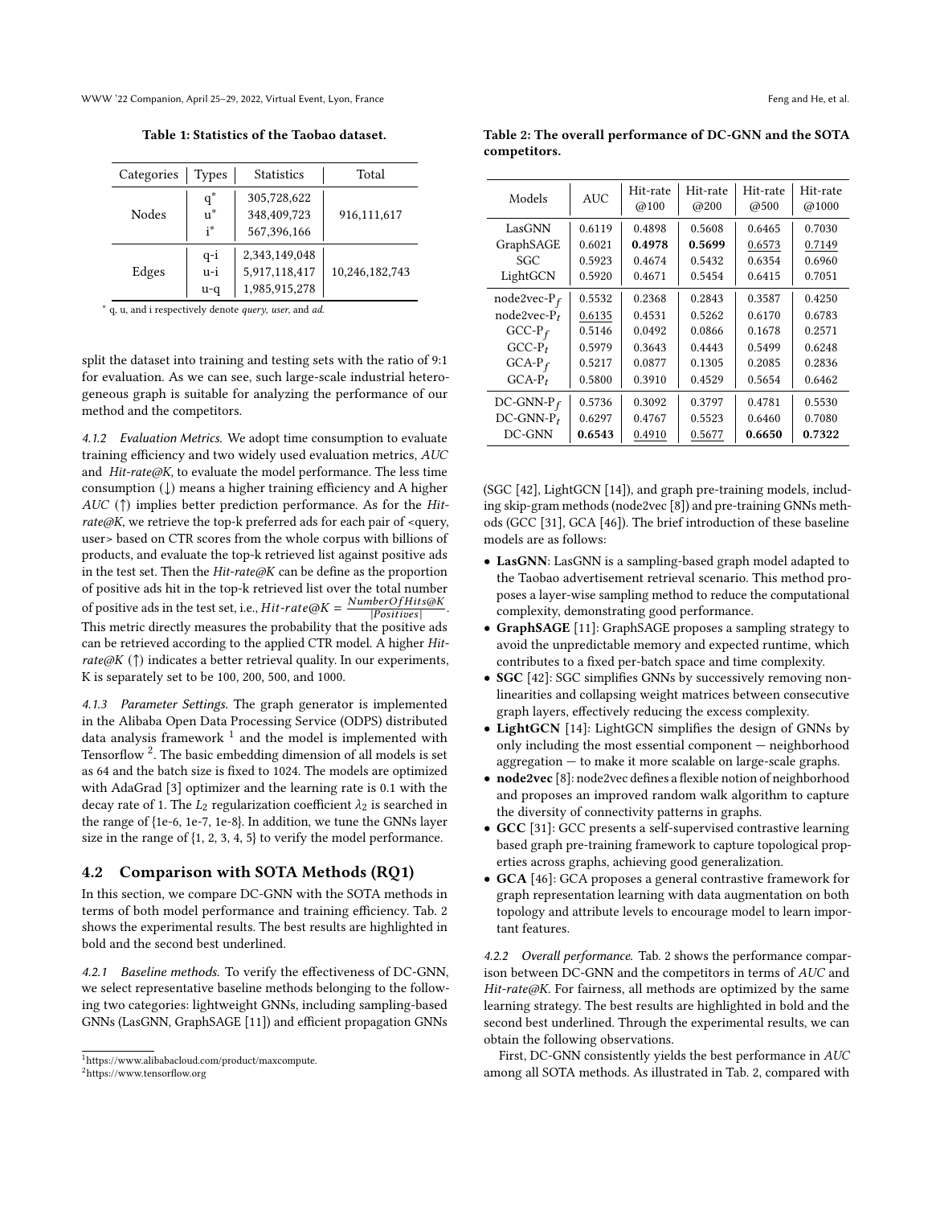Table 1: Statistics of the Taobao dataset.

| Categories | Types | Statistics | Total |
|---|---|---|---|
| Nodes | q* | 305,728,622 | 916,111,617 |
| | u* | 348,409,723 | |
| | i* | 567,396,166 | |
| Edges | q-i | 2,343,149,048 | 10,246,182,743 |
| | u-i | 5,917,118,417 | |
| | u-q | 1,985,915,278 | |

\* q, u, and i respectively denote *query*, *user*, and *ad*.

split the dataset into training and testing sets with the ratio of 9:1 for evaluation. As we can see, such large-scale industrial heterogeneous graph is suitable for analyzing the performance of our method and the competitors.

#### 4.1.2 Evaluation Metrics.

We adopt time consumption to evaluate training efficiency and two widely used evaluation metrics, *AUC* and *Hit-rate@K*, to evaluate the model performance. The less time consumption (↓) means a higher training efficiency and A higher *AUC* (↑) implies better prediction performance. As for the *Hit-rate@K*, we retrieve the top-k preferred ads for each pair of <query, user> based on CTR scores from the whole corpus with billions of products, and evaluate the top-k retrieved list against positive ads in the test set. Then the *Hit-rate@K* can be define as the proportion of positive ads hit in the top-k retrieved list over the total number of positive ads in the test set, i.e., $Hit\text{-}rate@K = \frac{NumberOfHits@K}{|Positives|}$. This metric directly measures the probability that the positive ads can be retrieved according to the applied CTR model. A higher *Hit-rate@K* (↑) indicates a better retrieval quality. In our experiments, K is separately set to be 100, 200, 500, and 1000.

#### 4.1.3 Parameter Settings.

The graph generator is implemented in the Alibaba Open Data Processing Service (ODPS) distributed data analysis framework [1] and the model is implemented with Tensorflow [2]. The basic embedding dimension of all models is set as 64 and the batch size is fixed to 1024. The models are optimized with AdaGrad [3] optimizer and the learning rate is 0.1 with the decay rate of 1. The $L_2$ regularization coefficient $\lambda_2$ is searched in the range of {1e-6, 1e-7, 1e-8}. In addition, we tune the GNNs layer size in the range of {1, 2, 3, 4, 5} to verify the model performance.

## 4.2 Comparison with SOTA Methods (RQ1)

In this section, we compare DC-GNN with the SOTA methods in terms of both model performance and training efficiency. Tab. 2 shows the experimental results. The best results are highlighted in bold and the second best underlined.

#### 4.2.1 Baseline methods.

To verify the effectiveness of DC-GNN, we select representative baseline methods belonging to the following two categories: lightweight GNNs, including sampling-based GNNs (LasGNN, GraphSAGE [11]) and efficient propagation GNNs (SGC [42], LightGCN [14]), and graph pre-training models, including skip-gram methods (node2vec [8]) and pre-training GNNs methods (GCC [31], GCA [46]). The brief introduction of these baseline models are as follows:

- **LasGNN**: LasGNN is a sampling-based graph model adapted to the Taobao advertisement retrieval scenario. This method proposes a layer-wise sampling method to reduce the computational complexity, demonstrating good performance.
- **GraphSAGE** [11]: GraphSAGE proposes a sampling strategy to avoid the unpredictable memory and expected runtime, which contributes to a fixed per-batch space and time complexity.
- **SGC** [42]: SGC simplifies GNNs by successively removing nonlinearities and collapsing weight matrices between consecutive graph layers, effectively reducing the excess complexity.
- **LightGCN** [14]: LightGCN simplifies the design of GNNs by only including the most essential component — neighborhood aggregation — to make it more scalable on large-scale graphs.
- **node2vec** [8]: node2vec defines a flexible notion of neighborhood and proposes an improved random walk algorithm to capture the diversity of connectivity patterns in graphs.
- **GCC** [31]: GCC presents a self-supervised contrastive learning based graph pre-training framework to capture topological properties across graphs, achieving good generalization.
- **GCA** [46]: GCA proposes a general contrastive framework for graph representation learning with data augmentation on both topology and attribute levels to encourage model to learn important features.

Table 2: The overall performance of DC-GNN and the SOTA competitors.

| Models | AUC | Hit-rate @100 | Hit-rate @200 | Hit-rate @500 | Hit-rate @1000 |
|---|---|---|---|---|---|
| LasGNN | 0.6119 | 0.4898 | 0.5608 | 0.6465 | 0.7030 |
| GraphSAGE | 0.6021 | **0.4978** | **0.5699** | <u>0.6573</u> | <u>0.7149</u> |
| SGC | 0.5923 | 0.4674 | 0.5432 | 0.6354 | 0.6960 |
| LightGCN | 0.5920 | 0.4671 | 0.5454 | 0.6415 | 0.7051 |
| node2vec-$P_f$ | 0.5532 | 0.2368 | 0.2843 | 0.3587 | 0.4250 |
| node2vec-$P_t$ | <u>0.6135</u> | 0.4531 | 0.5262 | 0.6170 | 0.6783 |
| GCC-$P_f$ | 0.5146 | 0.0492 | 0.0866 | 0.1678 | 0.2571 |
| GCC-$P_t$ | 0.5979 | 0.3643 | 0.4443 | 0.5499 | 0.6248 |
| GCA-$P_f$ | 0.5217 | 0.0877 | 0.1305 | 0.2085 | 0.2836 |
| GCA-$P_t$ | 0.5800 | 0.3910 | 0.4529 | 0.5654 | 0.6462 |
| DC-GNN-$P_f$ | 0.5736 | 0.3092 | 0.3797 | 0.4781 | 0.5530 |
| DC-GNN-$P_t$ | 0.6297 | 0.4767 | 0.5523 | 0.6460 | 0.7080 |
| DC-GNN | **0.6543** | <u>0.4910</u> | <u>0.5677</u> | **0.6650** | **0.7322** |

#### 4.2.2 Overall performance.

Tab. 2 shows the performance comparison between DC-GNN and the competitors in terms of *AUC* and *Hit-rate@K*. For fairness, all methods are optimized by the same learning strategy. The best results are highlighted in bold and the second best underlined. Through the experimental results, we can obtain the following observations.

First, DC-GNN consistently yields the best performance in *AUC* among all SOTA methods. As illustrated in Tab. 2, compared with

[1] https://www.alibabacloud.com/product/maxcompute.

[2] https://www.tensorflow.org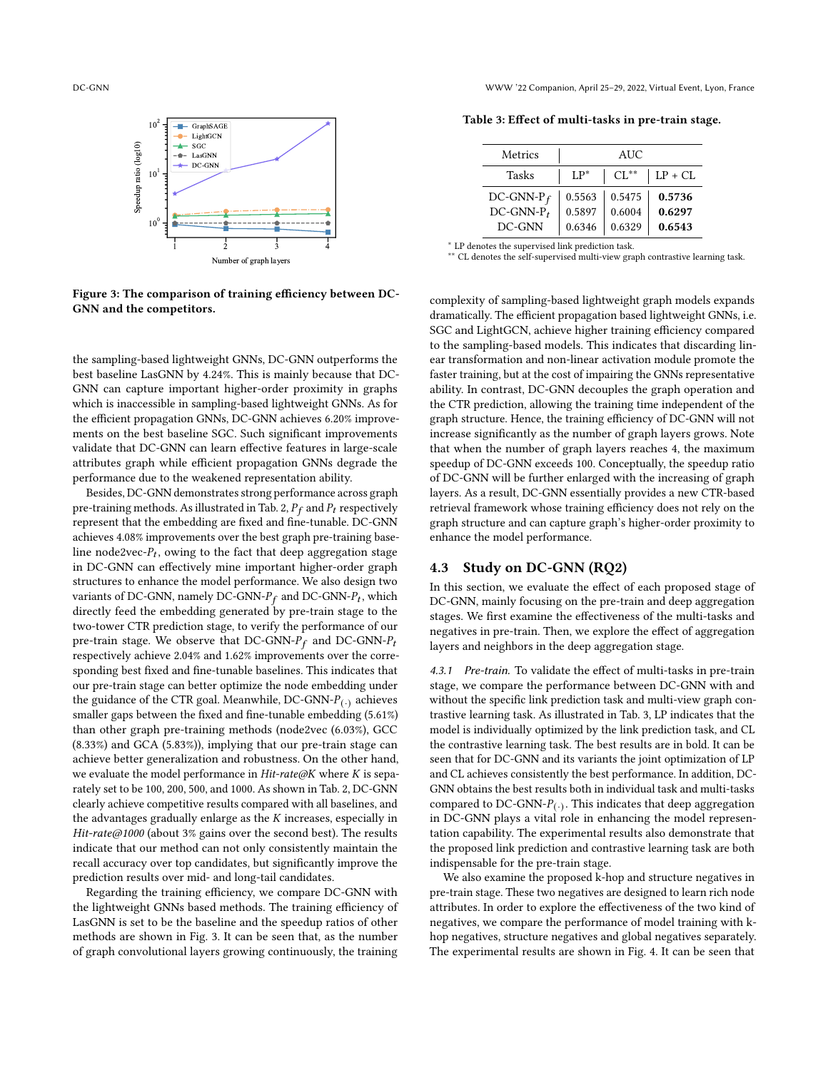Figure 3: The comparison of training efficiency between DC-GNN and the competitors.

the sampling-based lightweight GNNs, DC-GNN outperforms the best baseline LasGNN by 4.24%. This is mainly because that DC-GNN can capture important higher-order proximity in graphs which is inaccessible in sampling-based lightweight GNNs. As for the efficient propagation GNNs, DC-GNN achieves 6.20% improvements on the best baseline SGC. Such significant improvements validate that DC-GNN can learn effective features in large-scale attributes graph while efficient propagation GNNs degrade the performance due to the weakened representation ability.

Besides, DC-GNN demonstrates strong performance across graph pre-training methods. As illustrated in Tab. 2, $P_f$ and $P_t$ respectively represent that the embedding are fixed and fine-tunable. DC-GNN achieves 4.08% improvements over the best graph pre-training baseline node2vec-$P_t$, owing to the fact that deep aggregation stage in DC-GNN can effectively mine important higher-order graph structures to enhance the model performance. We also design two variants of DC-GNN, namely DC-GNN-$P_f$ and DC-GNN-$P_t$, which directly feed the embedding generated by pre-train stage to the two-tower CTR prediction stage, to verify the performance of our pre-train stage. We observe that DC-GNN-$P_f$ and DC-GNN-$P_t$ respectively achieve 2.04% and 1.62% improvements over the corresponding best fixed and fine-tunable baselines. This indicates that our pre-train stage can better optimize the node embedding under the guidance of the CTR goal. Meanwhile, DC-GNN-$P_{(\cdot)}$ achieves smaller gaps between the fixed and fine-tunable embedding (5.61%) than other graph pre-training methods (node2vec (6.03%), GCC (8.33%) and GCA (5.83%)), implying that our pre-train stage can achieve better generalization and robustness. On the other hand, we evaluate the model performance in *Hit-rate@K* where $K$ is separately set to be 100, 200, 500, and 1000. As shown in Tab. 2, DC-GNN clearly achieve competitive results compared with all baselines, and the advantages gradually enlarge as the $K$ increases, especially in *Hit-rate@1000* (about 3% gains over the second best). The results indicate that our method can not only consistently maintain the recall accuracy over top candidates, but significantly improve the prediction results over mid- and long-tail candidates.

Regarding the training efficiency, we compare DC-GNN with the lightweight GNNs based methods. The training efficiency of LasGNN is set to be the baseline and the speedup ratios of other methods are shown in Fig. 3. It can be seen that, as the number of graph convolutional layers growing continuously, the training complexity of sampling-based lightweight graph models expands dramatically. The efficient propagation based lightweight GNNs, i.e. SGC and LightGCN, achieve higher training efficiency compared to the sampling-based models. This indicates that discarding linear transformation and non-linear activation module promote the faster training, but at the cost of impairing the GNNs representative ability. In contrast, DC-GNN decouples the graph operation and the CTR prediction, allowing the training time independent of the graph structure. Hence, the training efficiency of DC-GNN will not increase significantly as the number of graph layers grows. Note that when the number of graph layers reaches 4, the maximum speedup of DC-GNN exceeds 100. Conceptually, the speedup ratio of DC-GNN will be further enlarged with the increasing of graph layers. As a result, DC-GNN essentially provides a new CTR-based retrieval framework whose training efficiency does not rely on the graph structure and can capture graph's higher-order proximity to enhance the model performance.

**Table 3: Effect of multi-tasks in pre-train stage.**

| Metrics | AUC | | |
|---|---|---|---|
| Tasks | LP* | CL** | LP + CL |
| DC-GNN-$P_f$ | 0.5563 | 0.5475 | **0.5736** |
| DC-GNN-$P_t$ | 0.5897 | 0.6004 | **0.6297** |
| DC-GNN | 0.6346 | 0.6329 | **0.6543** |

\* LP denotes the supervised link prediction task.
\*\* CL denotes the self-supervised multi-view graph contrastive learning task.

## 4.3 Study on DC-GNN (RQ2)

In this section, we evaluate the effect of each proposed stage of DC-GNN, mainly focusing on the pre-train and deep aggregation stages. We first examine the effectiveness of the multi-tasks and negatives in pre-train. Then, we explore the effect of aggregation layers and neighbors in the deep aggregation stage.

*4.3.1 Pre-train.* To validate the effect of multi-tasks in pre-train stage, we compare the performance between DC-GNN with and without the specific link prediction task and multi-view graph contrastive learning task. As illustrated in Tab. 3, LP indicates that the model is individually optimized by the link prediction task, and CL the contrastive learning task. The best results are in bold. It can be seen that for DC-GNN and its variants the joint optimization of LP and CL achieves consistently the best performance. In addition, DC-GNN obtains the best results both in individual task and multi-tasks compared to DC-GNN-$P_{(\cdot)}$. This indicates that deep aggregation in DC-GNN plays a vital role in enhancing the model representation capability. The experimental results also demonstrate that the proposed link prediction and contrastive learning task are both indispensable for the pre-train stage.

We also examine the proposed k-hop and structure negatives in pre-train stage. These two negatives are designed to learn rich node attributes. In order to explore the effectiveness of the two kind of negatives, we compare the performance of model training with k-hop negatives, structure negatives and global negatives separately. The experimental results are shown in Fig. 4. It can be seen that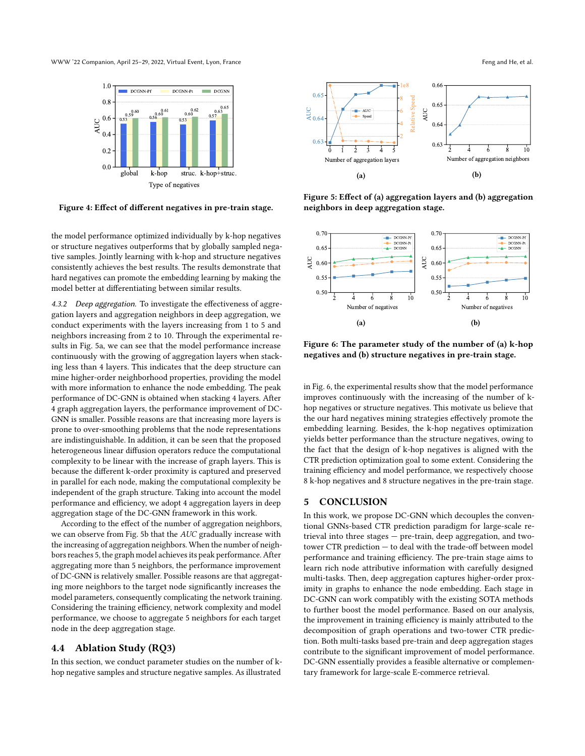Figure 4: Effect of different negatives in pre-train stage.

the model performance optimized individually by k-hop negatives or structure negatives outperforms that by globally sampled negative samples. Jointly learning with k-hop and structure negatives consistently achieves the best results. The results demonstrate that hard negatives can promote the embedding learning by making the model better at differentiating between similar results.

*4.3.2 Deep aggregation.* To investigate the effectiveness of aggregation layers and aggregation neighbors in deep aggregation, we conduct experiments with the layers increasing from 1 to 5 and neighbors increasing from 2 to 10. Through the experimental results in Fig. 5a, we can see that the model performance increase continuously with the growing of aggregation layers when stacking less than 4 layers. This indicates that the deep structure can mine higher-order neighborhood properties, providing the model with more information to enhance the node embedding. The peak performance of DC-GNN is obtained when stacking 4 layers. After 4 graph aggregation layers, the performance improvement of DC-GNN is smaller. Possible reasons are that increasing more layers is prone to over-smoothing problems that the node representations are indistinguishable. In addition, it can be seen that the proposed heterogeneous linear diffusion operators reduce the computational complexity to be linear with the increase of graph layers. This is because the different k-order proximity is captured and preserved in parallel for each node, making the computational complexity be independent of the graph structure. Taking into account the model performance and efficiency, we adopt 4 aggregation layers in deep aggregation stage of the DC-GNN framework in this work.

According to the effect of the number of aggregation neighbors, we can observe from Fig. 5b that the *AUC* gradually increase with the increasing of aggregation neighbors. When the number of neighbors reaches 5, the graph model achieves its peak performance. After aggregating more than 5 neighbors, the performance improvement of DC-GNN is relatively smaller. Possible reasons are that aggregating more neighbors to the target node significantly increases the model parameters, consequently complicating the network training. Considering the training efficiency, network complexity and model performance, we choose to aggregate 5 neighbors for each target node in the deep aggregation stage.

## 4.4 Ablation Study (RQ3)

In this section, we conduct parameter studies on the number of k-hop negative samples and structure negative samples. As illustrated

Figure 5: Effect of (a) aggregation layers and (b) aggregation neighbors in deep aggregation stage.

Figure 6: The parameter study of the number of (a) k-hop negatives and (b) structure negatives in pre-train stage.

in Fig. 6, the experimental results show that the model performance improves continuously with the increasing of the number of k-hop negatives or structure negatives. This motivate us believe that the our hard negatives mining strategies effectively promote the embedding learning. Besides, the k-hop negatives optimization yields better performance than the structure negatives, owing to the fact that the design of k-hop negatives is aligned with the CTR prediction optimization goal to some extent. Considering the training efficiency and model performance, we respectively choose 8 k-hop negatives and 8 structure negatives in the pre-train stage.

# 5 CONCLUSION

In this work, we propose DC-GNN which decouples the conventional GNNs-based CTR prediction paradigm for large-scale retrieval into three stages — pre-train, deep aggregation, and two-tower CTR prediction — to deal with the trade-off between model performance and training efficiency. The pre-train stage aims to learn rich node attributive information with carefully designed multi-tasks. Then, deep aggregation captures higher-order proximity in graphs to enhance the node embedding. Each stage in DC-GNN can work compatibly with the existing SOTA methods to further boost the model performance. Based on our analysis, the improvement in training efficiency is mainly attributed to the decomposition of graph operations and two-tower CTR prediction. Both multi-tasks based pre-train and deep aggregation stages contribute to the significant improvement of model performance. DC-GNN essentially provides a feasible alternative or complementary framework for large-scale E-commerce retrieval.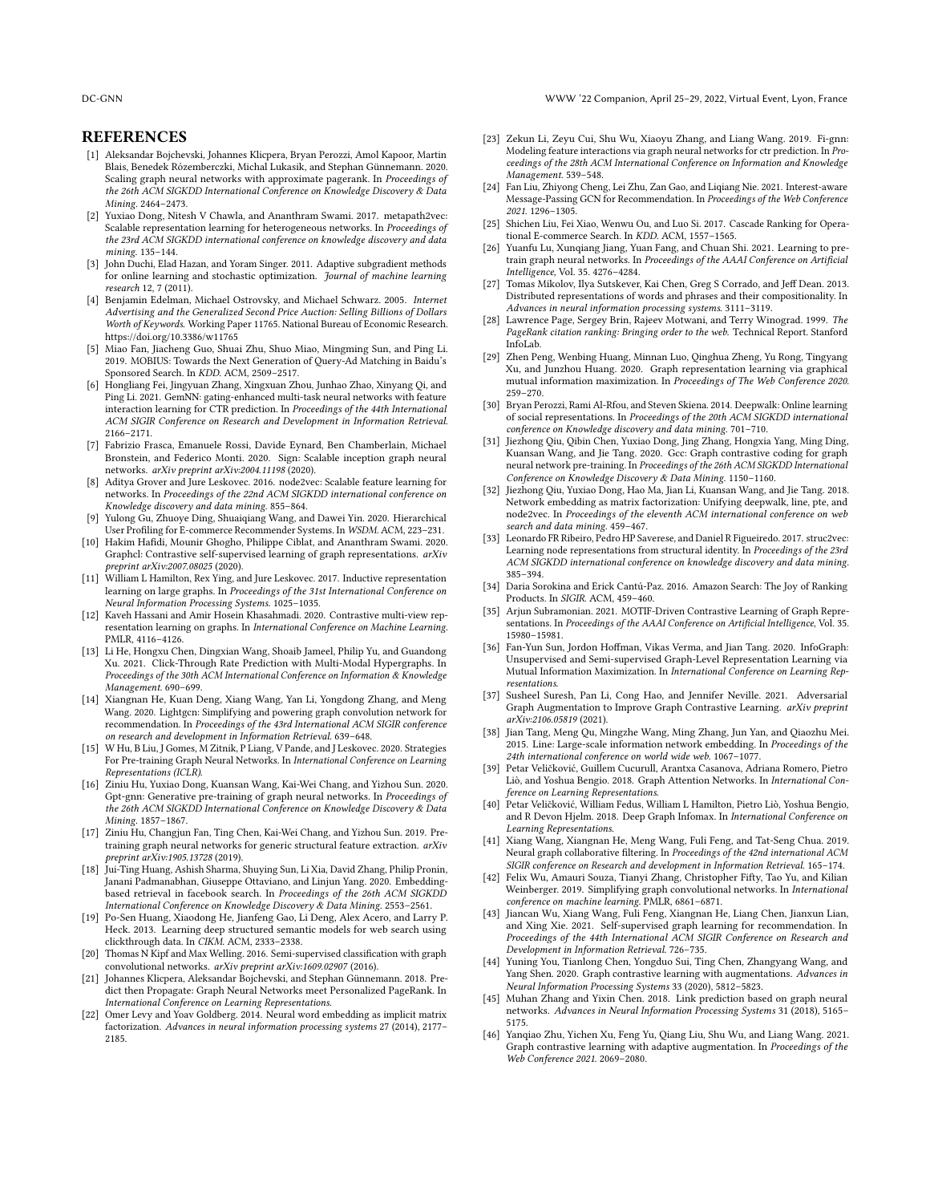## REFERENCES

- [1] Aleksandar Bojchevski, Johannes Klicpera, Bryan Perozzi, Amol Kapoor, Martin Blais, Benedek Rózemberczki, Michal Lukasik, and Stephan Günnemann. 2020. Scaling graph neural networks with approximate pagerank. In *Proceedings of the 26th ACM SIGKDD International Conference on Knowledge Discovery & Data Mining*. 2464–2473.
- [2] Yuxiao Dong, Nitesh V Chawla, and Ananthram Swami. 2017. metapath2vec: Scalable representation learning for heterogeneous networks. In *Proceedings of the 23rd ACM SIGKDD international conference on knowledge discovery and data mining*. 135–144.
- [3] John Duchi, Elad Hazan, and Yoram Singer. 2011. Adaptive subgradient methods for online learning and stochastic optimization. *Journal of machine learning research* 12, 7 (2011).
- [4] Benjamin Edelman, Michael Ostrovsky, and Michael Schwarz. 2005. *Internet Advertising and the Generalized Second Price Auction: Selling Billions of Dollars Worth of Keywords*. Working Paper 11765. National Bureau of Economic Research. https://doi.org/10.3386/w11765
- [5] Miao Fan, Jiacheng Guo, Shuai Zhu, Shuo Miao, Mingming Sun, and Ping Li. 2019. MOBIUS: Towards the Next Generation of Query-Ad Matching in Baidu's Sponsored Search. In *KDD*. ACM, 2509–2517.
- [6] Hongliang Fei, Jingyuan Zhang, Xingxuan Zhou, Junhao Zhao, Xinyang Qi, and Ping Li. 2021. GemNN: gating-enhanced multi-task neural networks with feature interaction learning for CTR prediction. In *Proceedings of the 44th International ACM SIGIR Conference on Research and Development in Information Retrieval*. 2166–2171.
- [7] Fabrizio Frasca, Emanuele Rossi, Davide Eynard, Ben Chamberlain, Michael Bronstein, and Federico Monti. 2020. Sign: Scalable inception graph neural networks. *arXiv preprint arXiv:2004.11198* (2020).
- [8] Aditya Grover and Jure Leskovec. 2016. node2vec: Scalable feature learning for networks. In *Proceedings of the 22nd ACM SIGKDD international conference on Knowledge discovery and data mining*. 855–864.
- [9] Yulong Gu, Zhuoye Ding, Shuaiqiang Wang, and Dawei Yin. 2020. Hierarchical User Profiling for E-commerce Recommender Systems. In *WSDM*. ACM, 223–231.
- [10] Hakim Hafidi, Mounir Ghogho, Philippe Ciblat, and Ananthram Swami. 2020. Graphcl: Contrastive self-supervised learning of graph representations. *arXiv preprint arXiv:2007.08025* (2020).
- [11] William L Hamilton, Rex Ying, and Jure Leskovec. 2017. Inductive representation learning on large graphs. In *Proceedings of the 31st International Conference on Neural Information Processing Systems*. 1025–1035.
- [12] Kaveh Hassani and Amir Hosein Khasahmadi. 2020. Contrastive multi-view representation learning on graphs. In *International Conference on Machine Learning*. PMLR, 4116–4126.
- [13] Li He, Hongxu Chen, Dingxian Wang, Shoaib Jameel, Philip Yu, and Guandong Xu. 2021. Click-Through Rate Prediction with Multi-Modal Hypergraphs. In *Proceedings of the 30th ACM International Conference on Information & Knowledge Management*. 690–699.
- [14] Xiangnan He, Kuan Deng, Xiang Wang, Yan Li, Yongdong Zhang, and Meng Wang. 2020. Lightgcn: Simplifying and powering graph convolution network for recommendation. In *Proceedings of the 43rd International ACM SIGIR conference on research and development in Information Retrieval*. 639–648.
- [15] W Hu, B Liu, J Gomes, M Zitnik, P Liang, V Pande, and J Leskovec. 2020. Strategies For Pre-training Graph Neural Networks. In *International Conference on Learning Representations (ICLR)*.
- [16] Ziniu Hu, Yuxiao Dong, Kuansan Wang, Kai-Wei Chang, and Yizhou Sun. 2020. Gpt-gnn: Generative pre-training of graph neural networks. In *Proceedings of the 26th ACM SIGKDD International Conference on Knowledge Discovery & Data Mining*. 1857–1867.
- [17] Ziniu Hu, Changjun Fan, Ting Chen, Kai-Wei Chang, and Yizhou Sun. 2019. Pre-training graph neural networks for generic structural feature extraction. *arXiv preprint arXiv:1905.13728* (2019).
- [18] Jui-Ting Huang, Ashish Sharma, Shuying Sun, Li Xia, David Zhang, Philip Pronin, Janani Padmanabhan, Giuseppe Ottaviano, and Linjun Yang. 2020. Embedding-based retrieval in facebook search. In *Proceedings of the 26th ACM SIGKDD International Conference on Knowledge Discovery & Data Mining*. 2553–2561.
- [19] Po-Sen Huang, Xiaodong He, Jianfeng Gao, Li Deng, Alex Acero, and Larry P. Heck. 2013. Learning deep structured semantic models for web search using clickthrough data. In *CIKM*. ACM, 2333–2338.
- [20] Thomas N Kipf and Max Welling. 2016. Semi-supervised classification with graph convolutional networks. *arXiv preprint arXiv:1609.02907* (2016).
- [21] Johannes Klicpera, Aleksandar Bojchevski, and Stephan Günnemann. 2018. Predict then Propagate: Graph Neural Networks meet Personalized PageRank. In *International Conference on Learning Representations*.
- [22] Omer Levy and Yoav Goldberg. 2014. Neural word embedding as implicit matrix factorization. *Advances in neural information processing systems* 27 (2014), 2177–2185.
- [23] Zekun Li, Zeyu Cui, Shu Wu, Xiaoyu Zhang, and Liang Wang. 2019. Fi-gnn: Modeling feature interactions via graph neural networks for ctr prediction. In *Proceedings of the 28th ACM International Conference on Information and Knowledge Management*. 539–548.
- [24] Fan Liu, Zhiyong Cheng, Lei Zhu, Zan Gao, and Liqiang Nie. 2021. Interest-aware Message-Passing GCN for Recommendation. In *Proceedings of the Web Conference 2021*. 1296–1305.
- [25] Shichen Liu, Fei Xiao, Wenwu Ou, and Luo Si. 2017. Cascade Ranking for Operational E-commerce Search. In *KDD*. ACM, 1557–1565.
- [26] Yuanfu Lu, Xunqiang Jiang, Yuan Fang, and Chuan Shi. 2021. Learning to pre-train graph neural networks. In *Proceedings of the AAAI Conference on Artificial Intelligence*, Vol. 35. 4276–4284.
- [27] Tomas Mikolov, Ilya Sutskever, Kai Chen, Greg S Corrado, and Jeff Dean. 2013. Distributed representations of words and phrases and their compositionality. In *Advances in neural information processing systems*. 3111–3119.
- [28] Lawrence Page, Sergey Brin, Rajeev Motwani, and Terry Winograd. 1999. *The PageRank citation ranking: Bringing order to the web.* Technical Report. Stanford InfoLab.
- [29] Zhen Peng, Wenbing Huang, Minnan Luo, Qinghua Zheng, Yu Rong, Tingyang Xu, and Junzhou Huang. 2020. Graph representation learning via graphical mutual information maximization. In *Proceedings of The Web Conference 2020*. 259–270.
- [30] Bryan Perozzi, Rami Al-Rfou, and Steven Skiena. 2014. Deepwalk: Online learning of social representations. In *Proceedings of the 20th ACM SIGKDD international conference on Knowledge discovery and data mining*. 701–710.
- [31] Jiezhong Qiu, Qibin Chen, Yuxiao Dong, Jing Zhang, Hongxia Yang, Ming Ding, Kuansan Wang, and Jie Tang. 2020. Gcc: Graph contrastive coding for graph neural network pre-training. In *Proceedings of the 26th ACM SIGKDD International Conference on Knowledge Discovery & Data Mining*. 1150–1160.
- [32] Jiezhong Qiu, Yuxiao Dong, Hao Ma, Jian Li, Kuansan Wang, and Jie Tang. 2018. Network embedding as matrix factorization: Unifying deepwalk, line, pte, and node2vec. In *Proceedings of the eleventh ACM international conference on web search and data mining*. 459–467.
- [33] Leonardo FR Ribeiro, Pedro HP Saverese, and Daniel R Figueiredo. 2017. struc2vec: Learning node representations from structural identity. In *Proceedings of the 23rd ACM SIGKDD international conference on knowledge discovery and data mining*. 385–394.
- [34] Daria Sorokina and Erick Cantú-Paz. 2016. Amazon Search: The Joy of Ranking Products. In *SIGIR*. ACM, 459–460.
- [35] Arjun Subramonian. 2021. MOTIF-Driven Contrastive Learning of Graph Representations. In *Proceedings of the AAAI Conference on Artificial Intelligence*, Vol. 35. 15980–15981.
- [36] Fan-Yun Sun, Jordon Hoffman, Vikas Verma, and Jian Tang. 2020. InfoGraph: Unsupervised and Semi-supervised Graph-Level Representation Learning via Mutual Information Maximization. In *International Conference on Learning Representations*.
- [37] Susheel Suresh, Pan Li, Cong Hao, and Jennifer Neville. 2021. Adversarial Graph Augmentation to Improve Graph Contrastive Learning. *arXiv preprint arXiv:2106.05819* (2021).
- [38] Jian Tang, Meng Qu, Mingzhe Wang, Ming Zhang, Jun Yan, and Qiaozhu Mei. 2015. Line: Large-scale information network embedding. In *Proceedings of the 24th international conference on world wide web*. 1067–1077.
- [39] Petar Veličković, Guillem Cucurull, Arantxa Casanova, Adriana Romero, Pietro Liò, and Yoshua Bengio. 2018. Graph Attention Networks. In *International Conference on Learning Representations*.
- [40] Petar Veličković, William Fedus, William L Hamilton, Pietro Liò, Yoshua Bengio, and R Devon Hjelm. 2018. Deep Graph Infomax. In *International Conference on Learning Representations*.
- [41] Xiang Wang, Xiangnan He, Meng Wang, Fuli Feng, and Tat-Seng Chua. 2019. Neural graph collaborative filtering. In *Proceedings of the 42nd international ACM SIGIR conference on Research and development in Information Retrieval*. 165–174.
- [42] Felix Wu, Amauri Souza, Tianyi Zhang, Christopher Fifty, Tao Yu, and Kilian Weinberger. 2019. Simplifying graph convolutional networks. In *International conference on machine learning*. PMLR, 6861–6871.
- [43] Jiancan Wu, Xiang Wang, Fuli Feng, Xiangnan He, Liang Chen, Jianxun Lian, and Xing Xie. 2021. Self-supervised graph learning for recommendation. In *Proceedings of the 44th International ACM SIGIR Conference on Research and Development in Information Retrieval*. 726–735.
- [44] Yuning You, Tianlong Chen, Yongduo Sui, Ting Chen, Zhangyang Wang, and Yang Shen. 2020. Graph contrastive learning with augmentations. *Advances in Neural Information Processing Systems* 33 (2020), 5812–5823.
- [45] Muhan Zhang and Yixin Chen. 2018. Link prediction based on graph neural networks. *Advances in Neural Information Processing Systems* 31 (2018), 5165–5175.
- [46] Yanqiao Zhu, Yichen Xu, Feng Yu, Qiang Liu, Shu Wu, and Liang Wang. 2021. Graph contrastive learning with adaptive augmentation. In *Proceedings of the Web Conference 2021*. 2069–2080.